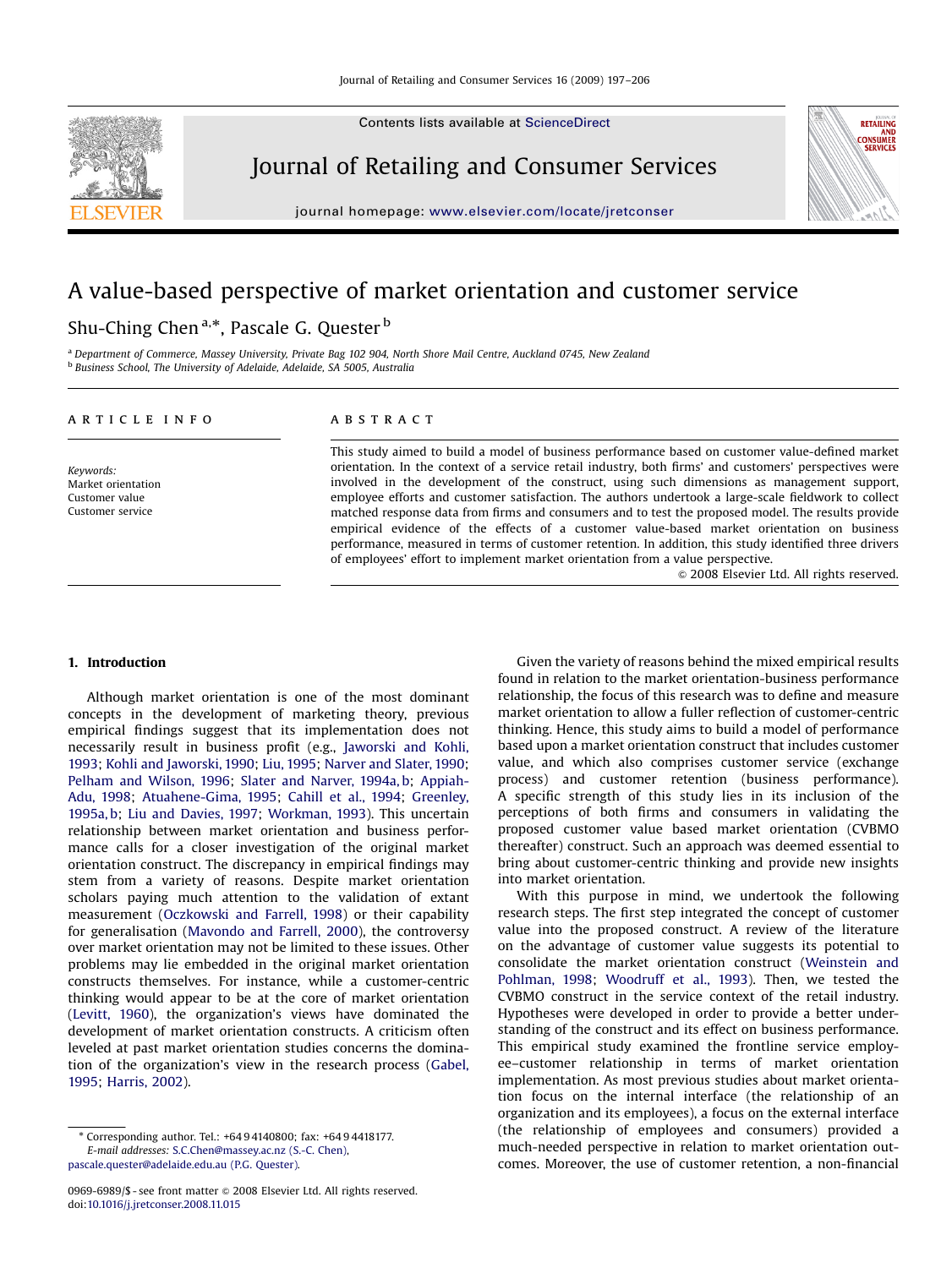# A value-based perspective of market orientation and customer service

Shu-Ching Chen [a,*], Pascale G. Quester [b]

[a] Department of Commerce, Massey University, Private Bag 102 904, North Shore Mail Centre, Auckland 0745, New Zealand
[b] Business School, The University of Adelaide, Adelaide, SA 5005, Australia

**ARTICLE INFO**

*Keywords:*
Market orientation
Customer value
Customer service

**ABSTRACT**

This study aimed to build a model of business performance based on customer value-defined market orientation. In the context of a service retail industry, both firms' and customers' perspectives were involved in the development of the construct, using such dimensions as management support, employee efforts and customer satisfaction. The authors undertook a large-scale fieldwork to collect matched response data from firms and consumers and to test the proposed model. The results provide empirical evidence of the effects of a customer value-based market orientation on business performance, measured in terms of customer retention. In addition, this study identified three drivers of employees' effort to implement market orientation from a value perspective.

© 2008 Elsevier Ltd. All rights reserved.

## 1. Introduction

Although market orientation is one of the most dominant concepts in the development of marketing theory, previous empirical findings suggest that its implementation does not necessarily result in business profit (e.g., Jaworski and Kohli, 1993; Kohli and Jaworski, 1990; Liu, 1995; Narver and Slater, 1990; Pelham and Wilson, 1996; Slater and Narver, 1994a, b; Appiah-Adu, 1998; Atuahene-Gima, 1995; Cahill et al., 1994; Greenley, 1995a, b; Liu and Davies, 1997; Workman, 1993). This uncertain relationship between market orientation and business performance calls for a closer investigation of the original market orientation construct. The discrepancy in empirical findings may stem from a variety of reasons. Despite market orientation scholars paying much attention to the validation of extant measurement (Oczkowski and Farrell, 1998) or their capability for generalisation (Mavondo and Farrell, 2000), the controversy over market orientation may not be limited to these issues. Other problems may lie embedded in the original market orientation constructs themselves. For instance, while a customer-centric thinking would appear to be at the core of market orientation (Levitt, 1960), the organization's views have dominated the development of market orientation constructs. A criticism often leveled at past market orientation studies concerns the domination of the organization's view in the research process (Gabel, 1995; Harris, 2002).

Given the variety of reasons behind the mixed empirical results found in relation to the market orientation-business performance relationship, the focus of this research was to define and measure market orientation to allow a fuller reflection of customer-centric thinking. Hence, this study aims to build a model of performance based upon a market orientation construct that includes customer value, and which also comprises customer service (exchange process) and customer retention (business performance). A specific strength of this study lies in its inclusion of the perceptions of both firms and consumers in validating the proposed customer value based market orientation (CVBMO thereafter) construct. Such an approach was deemed essential to bring about customer-centric thinking and provide new insights into market orientation.

With this purpose in mind, we undertook the following research steps. The first step integrated the concept of customer value into the proposed construct. A review of the literature on the advantage of customer value suggests its potential to consolidate the market orientation construct (Weinstein and Pohlman, 1998; Woodruff et al., 1993). Then, we tested the CVBMO construct in the service context of the retail industry. Hypotheses were developed in order to provide a better understanding of the construct and its effect on business performance. This empirical study examined the frontline service employee–customer relationship in terms of market orientation implementation. As most previous studies about market orientation focus on the internal interface (the relationship of an organization and its employees), a focus on the external interface (the relationship of employees and consumers) provided a much-needed perspective in relation to market orientation outcomes. Moreover, the use of customer retention, a non-financial

---

* Corresponding author. Tel.: +64 9 4140800; fax: +64 9 4418177.
*E-mail addresses:* S.C.Chen@massey.ac.nz (S.-C. Chen), pascale.quester@adelaide.edu.au (P.G. Quester).

0969-6989/$ - see front matter © 2008 Elsevier Ltd. All rights reserved.
doi:10.1016/j.jretconser.2008.11.015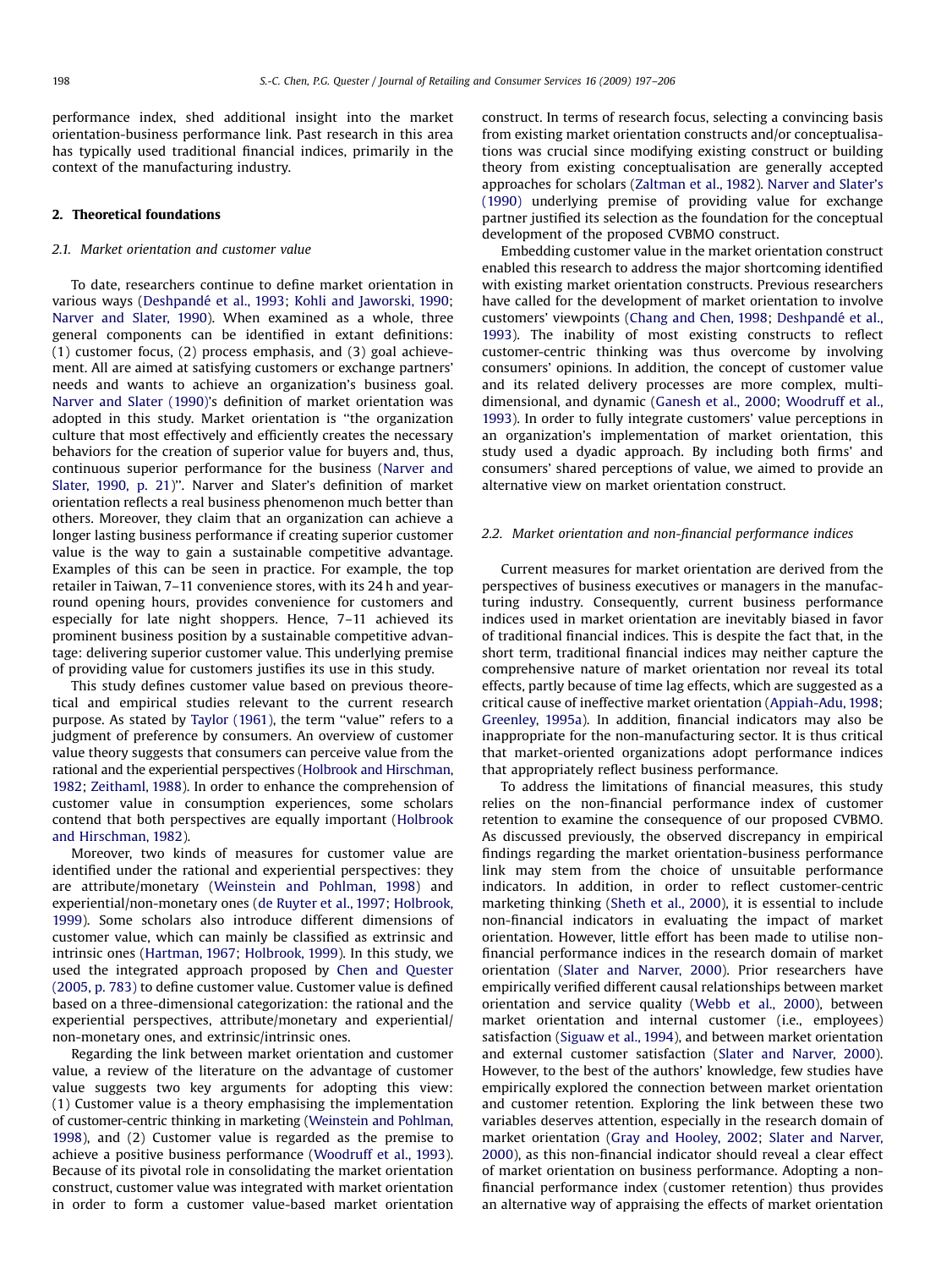performance index, shed additional insight into the market orientation-business performance link. Past research in this area has typically used traditional financial indices, primarily in the context of the manufacturing industry.

## 2. Theoretical foundations

### 2.1. Market orientation and customer value

To date, researchers continue to define market orientation in various ways (Deshpandé et al., 1993; Kohli and Jaworski, 1990; Narver and Slater, 1990). When examined as a whole, three general components can be identified in extant definitions: (1) customer focus, (2) process emphasis, and (3) goal achievement. All are aimed at satisfying customers or exchange partners' needs and wants to achieve an organization's business goal. Narver and Slater (1990)'s definition of market orientation was adopted in this study. Market orientation is "the organization culture that most effectively and efficiently creates the necessary behaviors for the creation of superior value for buyers and, thus, continuous superior performance for the business (Narver and Slater, 1990, p. 21)". Narver and Slater's definition of market orientation reflects a real business phenomenon much better than others. Moreover, they claim that an organization can achieve a longer lasting business performance if creating superior customer value is the way to gain a sustainable competitive advantage. Examples of this can be seen in practice. For example, the top retailer in Taiwan, 7–11 convenience stores, with its 24 h and year-round opening hours, provides convenience for customers and especially for late night shoppers. Hence, 7–11 achieved its prominent business position by a sustainable competitive advantage: delivering superior customer value. This underlying premise of providing value for customers justifies its use in this study.

This study defines customer value based on previous theoretical and empirical studies relevant to the current research purpose. As stated by Taylor (1961), the term "value" refers to a judgment of preference by consumers. An overview of customer value theory suggests that consumers can perceive value from the rational and the experiential perspectives (Holbrook and Hirschman, 1982; Zeithaml, 1988). In order to enhance the comprehension of customer value in consumption experiences, some scholars contend that both perspectives are equally important (Holbrook and Hirschman, 1982).

Moreover, two kinds of measures for customer value are identified under the rational and experiential perspectives: they are attribute/monetary (Weinstein and Pohlman, 1998) and experiential/non-monetary ones (de Ruyter et al., 1997; Holbrook, 1999). Some scholars also introduce different dimensions of customer value, which can mainly be classified as extrinsic and intrinsic ones (Hartman, 1967; Holbrook, 1999). In this study, we used the integrated approach proposed by Chen and Quester (2005, p. 783) to define customer value. Customer value is defined based on a three-dimensional categorization: the rational and the experiential perspectives, attribute/monetary and experiential/non-monetary ones, and extrinsic/intrinsic ones.

Regarding the link between market orientation and customer value, a review of the literature on the advantage of customer value suggests two key arguments for adopting this view: (1) Customer value is a theory emphasising the implementation of customer-centric thinking in marketing (Weinstein and Pohlman, 1998), and (2) Customer value is regarded as the premise to achieve a positive business performance (Woodruff et al., 1993). Because of its pivotal role in consolidating the market orientation construct, customer value was integrated with market orientation in order to form a customer value-based market orientation construct. In terms of research focus, selecting a convincing basis from existing market orientation constructs and/or conceptualisations was crucial since modifying existing construct or building theory from existing conceptualisation are generally accepted approaches for scholars (Zaltman et al., 1982). Narver and Slater's (1990) underlying premise of providing value for exchange partner justified its selection as the foundation for the conceptual development of the proposed CVBMO construct.

Embedding customer value in the market orientation construct enabled this research to address the major shortcoming identified with existing market orientation constructs. Previous researchers have called for the development of market orientation to involve customers' viewpoints (Chang and Chen, 1998; Deshpandé et al., 1993). The inability of most existing constructs to reflect customer-centric thinking was thus overcome by involving consumers' opinions. In addition, the concept of customer value and its related delivery processes are more complex, multi-dimensional, and dynamic (Ganesh et al., 2000; Woodruff et al., 1993). In order to fully integrate customers' value perceptions in an organization's implementation of market orientation, this study used a dyadic approach. By including both firms' and consumers' shared perceptions of value, we aimed to provide an alternative view on market orientation construct.

### 2.2. Market orientation and non-financial performance indices

Current measures for market orientation are derived from the perspectives of business executives or managers in the manufacturing industry. Consequently, current business performance indices used in market orientation are inevitably biased in favor of traditional financial indices. This is despite the fact that, in the short term, traditional financial indices may neither capture the comprehensive nature of market orientation nor reveal its total effects, partly because of time lag effects, which are suggested as a critical cause of ineffective market orientation (Appiah-Adu, 1998; Greenley, 1995a). In addition, financial indicators may also be inappropriate for the non-manufacturing sector. It is thus critical that market-oriented organizations adopt performance indices that appropriately reflect business performance.

To address the limitations of financial measures, this study relies on the non-financial performance index of customer retention to examine the consequence of our proposed CVBMO. As discussed previously, the observed discrepancy in empirical findings regarding the market orientation-business performance link may stem from the choice of unsuitable performance indicators. In addition, in order to reflect customer-centric marketing thinking (Sheth et al., 2000), it is essential to include non-financial indicators in evaluating the impact of market orientation. However, little effort has been made to utilise non-financial performance indices in the research domain of market orientation (Slater and Narver, 2000). Prior researchers have empirically verified different causal relationships between market orientation and service quality (Webb et al., 2000), between market orientation and internal customer (i.e., employees) satisfaction (Siguaw et al., 1994), and between market orientation and external customer satisfaction (Slater and Narver, 2000). However, to the best of the authors' knowledge, few studies have empirically explored the connection between market orientation and customer retention. Exploring the link between these two variables deserves attention, especially in the research domain of market orientation (Gray and Hooley, 2002; Slater and Narver, 2000), as this non-financial indicator should reveal a clear effect of market orientation on business performance. Adopting a non-financial performance index (customer retention) thus provides an alternative way of appraising the effects of market orientation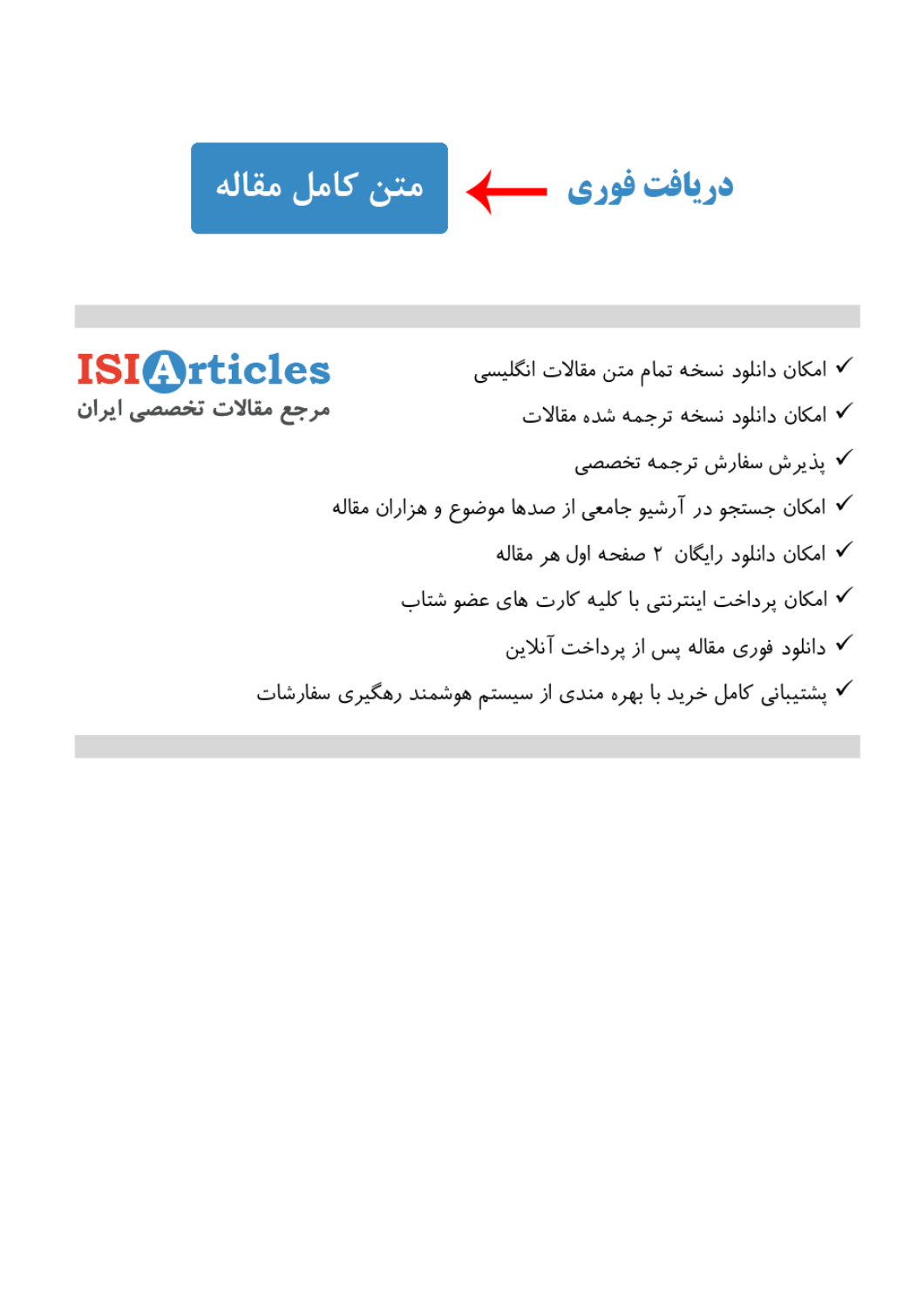دریافت فوری ← **متن کامل مقاله**

**ISIArticles**
مرجع مقالات تخصصی ایران

- ✓ امکان دانلود نسخه تمام متن مقالات انگلیسی
- ✓ امکان دانلود نسخه ترجمه شده مقالات
- ✓ پذیرش سفارش ترجمه تخصصی
- ✓ امکان جستجو در آرشیو جامعی از صدها موضوع و هزاران مقاله
- ✓ امکان دانلود رایگان ۲ صفحه اول هر مقاله
- ✓ امکان پرداخت اینترنتی با کلیه کارت های عضو شتاب
- ✓ دانلود فوری مقاله پس از پرداخت آنلاین
- ✓ پشتیبانی کامل خرید با بهره مندی از سیستم هوشمند رهگیری سفارشات